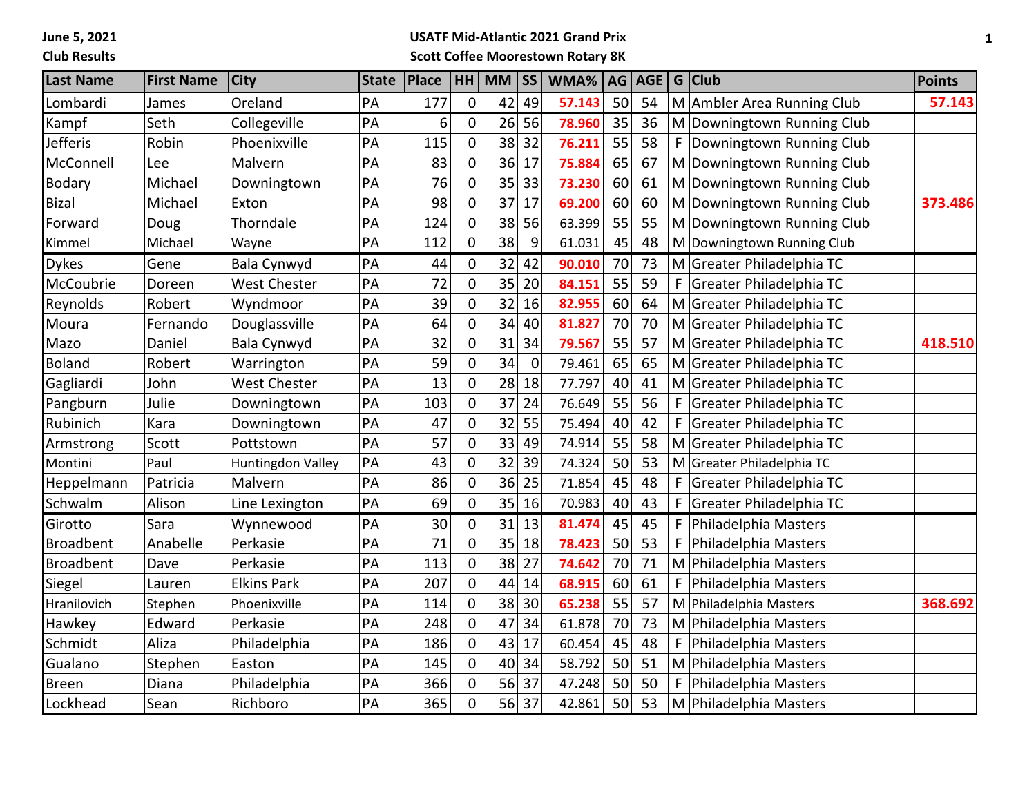June 5, 2021

**Club Results**

**USATF Mid-Atlantic 2021 Grand Prix**

**Scott Coffee Moorestown Rotary 8K**

| Last Name | First Name | City | State | Place | HH | MM | SS | WMA% | AG | AGE | G | Club | Points |
|---|---|---|---|---|---|---|---|---|---|---|---|---|---|
| Lombardi | James | Oreland | PA | 177 | 0 | 42 | 49 | **57.143** | 50 | 54 | M | Ambler Area Running Club | **57.143** |
| Kampf | Seth | Collegeville | PA | 6 | 0 | 26 | 56 | **78.960** | 35 | 36 | M | Downingtown Running Club | |
| Jefferis | Robin | Phoenixville | PA | 115 | 0 | 38 | 32 | **76.211** | 55 | 58 | F | Downingtown Running Club | |
| McConnell | Lee | Malvern | PA | 83 | 0 | 36 | 17 | **75.884** | 65 | 67 | M | Downingtown Running Club | |
| Bodary | Michael | Downingtown | PA | 76 | 0 | 35 | 33 | **73.230** | 60 | 61 | M | Downingtown Running Club | |
| Bizal | Michael | Exton | PA | 98 | 0 | 37 | 17 | **69.200** | 60 | 60 | M | Downingtown Running Club | **373.486** |
| Forward | Doug | Thorndale | PA | 124 | 0 | 38 | 56 | 63.399 | 55 | 55 | M | Downingtown Running Club | |
| Kimmel | Michael | Wayne | PA | 112 | 0 | 38 | 9 | 61.031 | 45 | 48 | M | Downingtown Running Club | |
| Dykes | Gene | Bala Cynwyd | PA | 44 | 0 | 32 | 42 | **90.010** | 70 | 73 | M | Greater Philadelphia TC | |
| McCoubrie | Doreen | West Chester | PA | 72 | 0 | 35 | 20 | **84.151** | 55 | 59 | F | Greater Philadelphia TC | |
| Reynolds | Robert | Wyndmoor | PA | 39 | 0 | 32 | 16 | **82.955** | 60 | 64 | M | Greater Philadelphia TC | |
| Moura | Fernando | Douglassville | PA | 64 | 0 | 34 | 40 | **81.827** | 70 | 70 | M | Greater Philadelphia TC | |
| Mazo | Daniel | Bala Cynwyd | PA | 32 | 0 | 31 | 34 | **79.567** | 55 | 57 | M | Greater Philadelphia TC | **418.510** |
| Boland | Robert | Warrington | PA | 59 | 0 | 34 | 0 | 79.461 | 65 | 65 | M | Greater Philadelphia TC | |
| Gagliardi | John | West Chester | PA | 13 | 0 | 28 | 18 | 77.797 | 40 | 41 | M | Greater Philadelphia TC | |
| Pangburn | Julie | Downingtown | PA | 103 | 0 | 37 | 24 | 76.649 | 55 | 56 | F | Greater Philadelphia TC | |
| Rubinich | Kara | Downingtown | PA | 47 | 0 | 32 | 55 | 75.494 | 40 | 42 | F | Greater Philadelphia TC | |
| Armstrong | Scott | Pottstown | PA | 57 | 0 | 33 | 49 | 74.914 | 55 | 58 | M | Greater Philadelphia TC | |
| Montini | Paul | Huntingdon Valley | PA | 43 | 0 | 32 | 39 | 74.324 | 50 | 53 | M | Greater Philadelphia TC | |
| Heppelmann | Patricia | Malvern | PA | 86 | 0 | 36 | 25 | 71.854 | 45 | 48 | F | Greater Philadelphia TC | |
| Schwalm | Alison | Line Lexington | PA | 69 | 0 | 35 | 16 | 70.983 | 40 | 43 | F | Greater Philadelphia TC | |
| Girotto | Sara | Wynnewood | PA | 30 | 0 | 31 | 13 | **81.474** | 45 | 45 | F | Philadelphia Masters | |
| Broadbent | Anabelle | Perkasie | PA | 71 | 0 | 35 | 18 | **78.423** | 50 | 53 | F | Philadelphia Masters | |
| Broadbent | Dave | Perkasie | PA | 113 | 0 | 38 | 27 | **74.642** | 70 | 71 | M | Philadelphia Masters | |
| Siegel | Lauren | Elkins Park | PA | 207 | 0 | 44 | 14 | **68.915** | 60 | 61 | F | Philadelphia Masters | |
| Hranilovich | Stephen | Phoenixville | PA | 114 | 0 | 38 | 30 | **65.238** | 55 | 57 | M | Philadelphia Masters | **368.692** |
| Hawkey | Edward | Perkasie | PA | 248 | 0 | 47 | 34 | 61.878 | 70 | 73 | M | Philadelphia Masters | |
| Schmidt | Aliza | Philadelphia | PA | 186 | 0 | 43 | 17 | 60.454 | 45 | 48 | F | Philadelphia Masters | |
| Gualano | Stephen | Easton | PA | 145 | 0 | 40 | 34 | 58.792 | 50 | 51 | M | Philadelphia Masters | |
| Breen | Diana | Philadelphia | PA | 366 | 0 | 56 | 37 | 47.248 | 50 | 50 | F | Philadelphia Masters | |
| Lockhead | Sean | Richboro | PA | 365 | 0 | 56 | 37 | 42.861 | 50 | 53 | M | Philadelphia Masters | |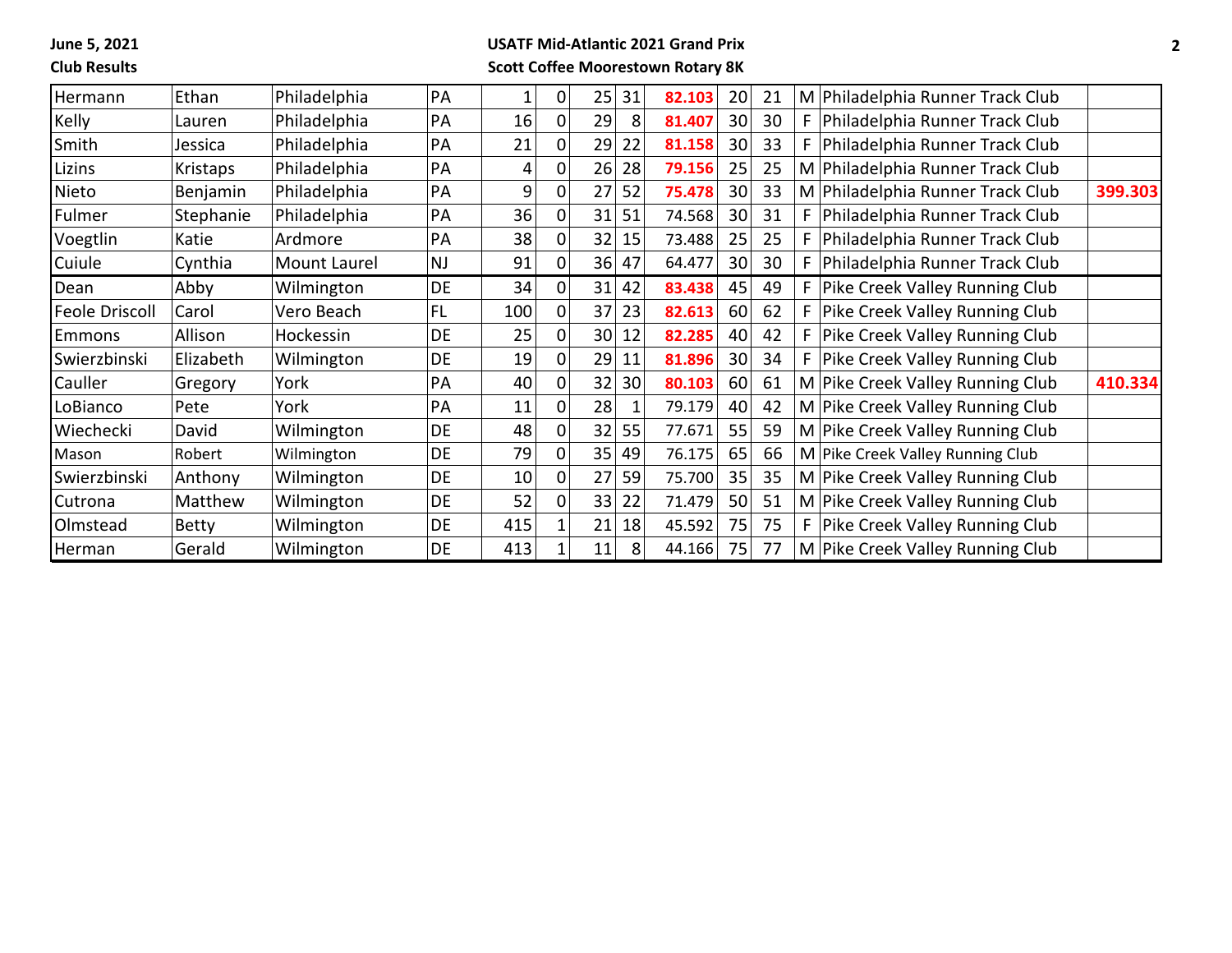June 5, 2021

Club Results

**USATF Mid-Atlantic 2021 Grand Prix**

**Scott Coffee Moorestown Rotary 8K**

| | | | | | | | | | | | | | |
|---|---|---|---|---|---|---|---|---|---|---|---|---|---|
| Hermann | Ethan | Philadelphia | PA | 1 | 0 | 25 | 31 | **82.103** | 20 | 21 | M | Philadelphia Runner Track Club | |
| Kelly | Lauren | Philadelphia | PA | 16 | 0 | 29 | 8 | **81.407** | 30 | 30 | F | Philadelphia Runner Track Club | |
| Smith | Jessica | Philadelphia | PA | 21 | 0 | 29 | 22 | **81.158** | 30 | 33 | F | Philadelphia Runner Track Club | |
| Lizins | Kristaps | Philadelphia | PA | 4 | 0 | 26 | 28 | **79.156** | 25 | 25 | M | Philadelphia Runner Track Club | |
| Nieto | Benjamin | Philadelphia | PA | 9 | 0 | 27 | 52 | **75.478** | 30 | 33 | M | Philadelphia Runner Track Club | **399.303** |
| Fulmer | Stephanie | Philadelphia | PA | 36 | 0 | 31 | 51 | 74.568 | 30 | 31 | F | Philadelphia Runner Track Club | |
| Voegtlin | Katie | Ardmore | PA | 38 | 0 | 32 | 15 | 73.488 | 25 | 25 | F | Philadelphia Runner Track Club | |
| Cuiule | Cynthia | Mount Laurel | NJ | 91 | 0 | 36 | 47 | 64.477 | 30 | 30 | F | Philadelphia Runner Track Club | |
| Dean | Abby | Wilmington | DE | 34 | 0 | 31 | 42 | **83.438** | 45 | 49 | F | Pike Creek Valley Running Club | |
| Feole Driscoll | Carol | Vero Beach | FL | 100 | 0 | 37 | 23 | **82.613** | 60 | 62 | F | Pike Creek Valley Running Club | |
| Emmons | Allison | Hockessin | DE | 25 | 0 | 30 | 12 | **82.285** | 40 | 42 | F | Pike Creek Valley Running Club | |
| Swierzbinski | Elizabeth | Wilmington | DE | 19 | 0 | 29 | 11 | **81.896** | 30 | 34 | F | Pike Creek Valley Running Club | |
| Cauller | Gregory | York | PA | 40 | 0 | 32 | 30 | **80.103** | 60 | 61 | M | Pike Creek Valley Running Club | **410.334** |
| LoBianco | Pete | York | PA | 11 | 0 | 28 | 1 | 79.179 | 40 | 42 | M | Pike Creek Valley Running Club | |
| Wiechecki | David | Wilmington | DE | 48 | 0 | 32 | 55 | 77.671 | 55 | 59 | M | Pike Creek Valley Running Club | |
| Mason | Robert | Wilmington | DE | 79 | 0 | 35 | 49 | 76.175 | 65 | 66 | M | Pike Creek Valley Running Club | |
| Swierzbinski | Anthony | Wilmington | DE | 10 | 0 | 27 | 59 | 75.700 | 35 | 35 | M | Pike Creek Valley Running Club | |
| Cutrona | Matthew | Wilmington | DE | 52 | 0 | 33 | 22 | 71.479 | 50 | 51 | M | Pike Creek Valley Running Club | |
| Olmstead | Betty | Wilmington | DE | 415 | 1 | 21 | 18 | 45.592 | 75 | 75 | F | Pike Creek Valley Running Club | |
| Herman | Gerald | Wilmington | DE | 413 | 1 | 11 | 8 | 44.166 | 75 | 77 | M | Pike Creek Valley Running Club | |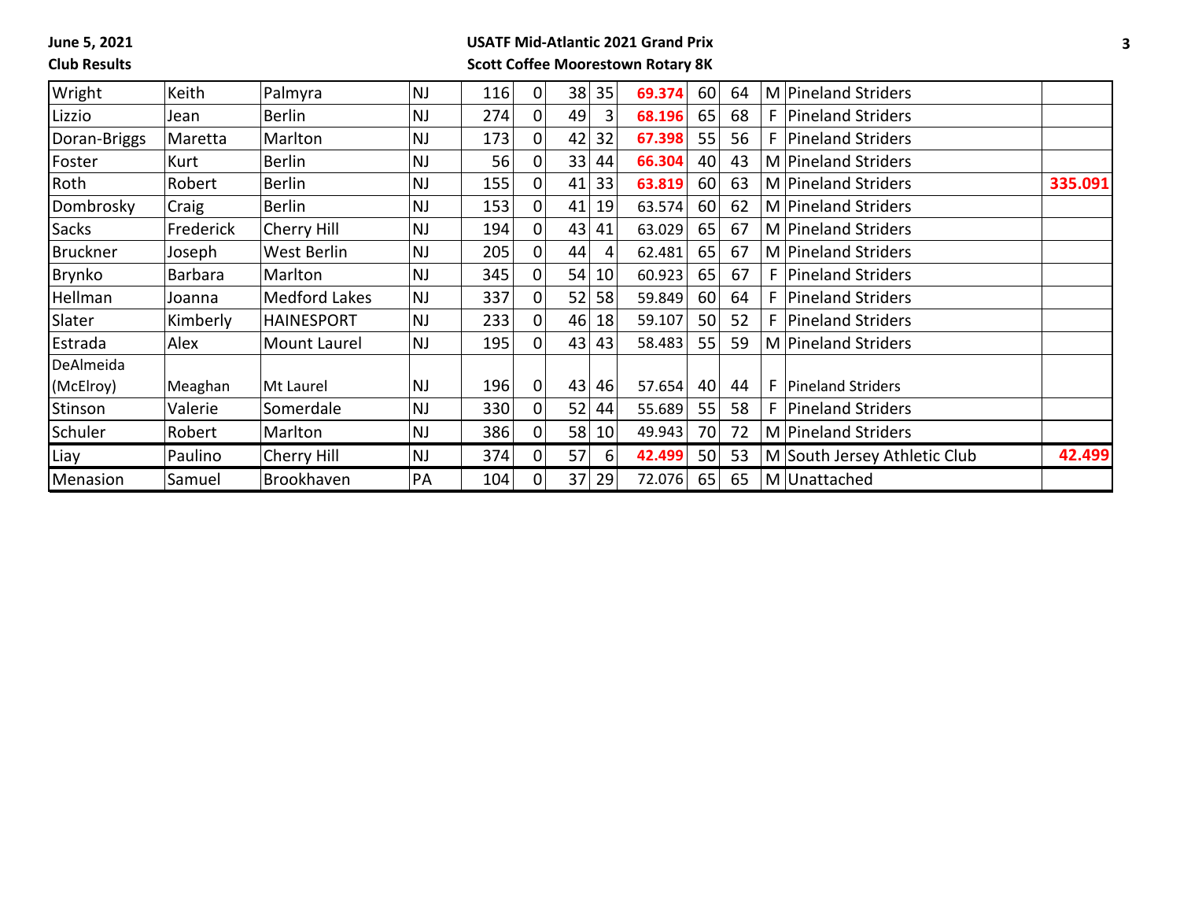June 5, 2021

Club Results

**USATF Mid-Atlantic 2021 Grand Prix**

**Scott Coffee Moorestown Rotary 8K**

| | | | | | | | | | | | | | |
|---|---|---|---|---|---|---|---|---|---|---|---|---|---|
| Wright | Keith | Palmyra | NJ | 116 | 0 | 38 | 35 | **69.374** | 60 | 64 | M | Pineland Striders | |
| Lizzio | Jean | Berlin | NJ | 274 | 0 | 49 | 3 | **68.196** | 65 | 68 | F | Pineland Striders | |
| Doran-Briggs | Maretta | Marlton | NJ | 173 | 0 | 42 | 32 | **67.398** | 55 | 56 | F | Pineland Striders | |
| Foster | Kurt | Berlin | NJ | 56 | 0 | 33 | 44 | **66.304** | 40 | 43 | M | Pineland Striders | |
| Roth | Robert | Berlin | NJ | 155 | 0 | 41 | 33 | **63.819** | 60 | 63 | M | Pineland Striders | **335.091** |
| Dombrosky | Craig | Berlin | NJ | 153 | 0 | 41 | 19 | 63.574 | 60 | 62 | M | Pineland Striders | |
| Sacks | Frederick | Cherry Hill | NJ | 194 | 0 | 43 | 41 | 63.029 | 65 | 67 | M | Pineland Striders | |
| Bruckner | Joseph | West Berlin | NJ | 205 | 0 | 44 | 4 | 62.481 | 65 | 67 | M | Pineland Striders | |
| Brynko | Barbara | Marlton | NJ | 345 | 0 | 54 | 10 | 60.923 | 65 | 67 | F | Pineland Striders | |
| Hellman | Joanna | Medford Lakes | NJ | 337 | 0 | 52 | 58 | 59.849 | 60 | 64 | F | Pineland Striders | |
| Slater | Kimberly | HAINESPORT | NJ | 233 | 0 | 46 | 18 | 59.107 | 50 | 52 | F | Pineland Striders | |
| Estrada | Alex | Mount Laurel | NJ | 195 | 0 | 43 | 43 | 58.483 | 55 | 59 | M | Pineland Striders | |
| DeAlmeida (McElroy) | Meaghan | Mt Laurel | NJ | 196 | 0 | 43 | 46 | 57.654 | 40 | 44 | F | Pineland Striders | |
| Stinson | Valerie | Somerdale | NJ | 330 | 0 | 52 | 44 | 55.689 | 55 | 58 | F | Pineland Striders | |
| Schuler | Robert | Marlton | NJ | 386 | 0 | 58 | 10 | 49.943 | 70 | 72 | M | Pineland Striders | |
| Liay | Paulino | Cherry Hill | NJ | 374 | 0 | 57 | 6 | **42.499** | 50 | 53 | M | South Jersey Athletic Club | **42.499** |
| Menasion | Samuel | Brookhaven | PA | 104 | 0 | 37 | 29 | 72.076 | 65 | 65 | M | Unattached | |